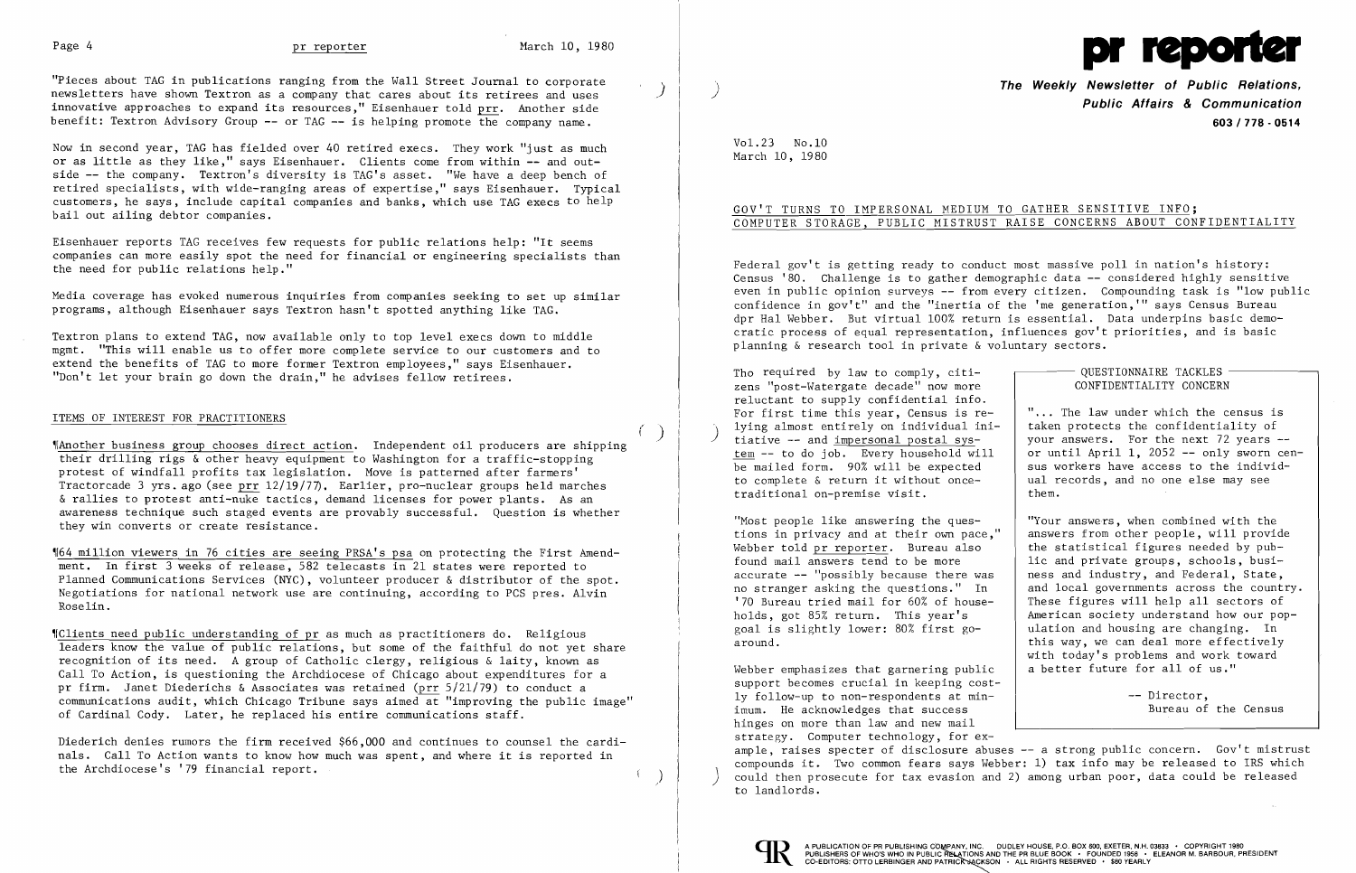"Pieces about TAG in publications ranging from the Wall Street Journal to corporate newsletters have shown Textron as a company that cares about its retirees and uses innovative approaches to expand its resources," Eisenhauer told prr. Another side benefit: Textron Advisory Group -- or TAG -- is helping promote the company name.

Now in second year, TAG has fielded over 40 retired execs. They work "just as much or as little as they like," says Eisenhauer. Clients come from within -- and outside -- the company. Textron's diversity is TAG's asset. "We have a deep bench of retired specialists, with wide-ranging areas of expertise," says Eisenhauer. Typical customers, he says, include capital companies and banks, which use TAG execs to help bail out ailing debtor companies.

Eisenhauer reports TAG receives few requests for public relations help: "It seems companies can more easily spot the need for financial or engineering specialists than the need for public relations help."

Media coverage has evoked numerous inquiries from companies seeking to set up similar programs, although Eisenhauer says Textron hasn't spotted anything like TAG.

Textron plans to extend TAG, now available only to top level execs down to middle mgmt. "This will enable us to offer more complete service to our customers and to extend the benefits of TAG to more former Textron employees," says Eisenhauer. "Don't let your brain go down the drain," he advises fellow retirees.

## ITEMS OF INTEREST FOR PRACTITIONERS

¶Another business group chooses direct action. Independent oil producers are shipping their drilling rigs & other heavy equipment to Washington for a traffic-stopping protest of windfall profits tax legislation. Move is patterned after farmers' Tractorcade 3 yrs. ago (see prr 12/19/77). Earlier, pro-nuclear groups held marches & rallies to protest anti-nuke tactics, demand licenses for power plants. As an awareness technique such staged events are provably successful. Question is whether they win converts or create resistance.

¶64 million viewers in 76 cities are seeing PRSA's psa on protecting the First Amendment. In first 3 weeks of release, 582 telecasts in 21 states were reported to Planned Communications Services (NYC), volunteer producer & distributor of the spot. Negotiations for national network use are continuing, according to PCS pres. Alvin Roselin.

¶Clients need public understanding of pr as much as practitioners do. Religious leaders know the value of public relations, but some of the faithful do not yet share recognition of its need. A group of Catholic clergy, religious & laity, known as Call To Action, is questioning the Archdiocese of Chicago about expenditures for a pr firm. Janet Diederichs & Associates was retained (prr 5/21/79) to conduct a communications audit, which Chicago Tribune says aimed at "improving the public image" of Cardinal Cody. Later, he replaced his entire communications staff.

Diederich denies rumors the firm received $66,000 and continues to counsel the cardinals. Call To Action wants to know how much was spent, and where it is reported in the Archdiocese's '79 financial report.

# pr reporter

**The Weekly Newsletter of Public Relations, Public Affairs & Communication**
**603 / 778 - 0514**

Vol.23 No.10
March 10, 1980

## GOV'T TURNS TO IMPERSONAL MEDIUM TO GATHER SENSITIVE INFO; COMPUTER STORAGE, PUBLIC MISTRUST RAISE CONCERNS ABOUT CONFIDENTIALITY

Federal gov't is getting ready to conduct most massive poll in nation's history: Census '80. Challenge is to gather demographic data -- considered highly sensitive even in public opinion surveys -- from every citizen. Compounding task is "low public confidence in gov't" and the "inertia of the 'me generation,'" says Census Bureau dpr Hal Webber. But virtual 100% return is essential. Data underpins basic democratic process of equal representation, influences gov't priorities, and is basic planning & research tool in private & voluntary sectors.

Tho required by law to comply, citizens "post-Watergate decade" now more reluctant to supply confidential info. For first time this year, Census is relying almost entirely on individual initiative -- and impersonal postal system -- to do job. Every household will be mailed form. 90% will be expected to complete & return it without once-traditional on-premise visit.

"Most people like answering the questions in privacy and at their own pace," Webber told pr reporter. Bureau also found mail answers tend to be more accurate -- "possibly because there was no stranger asking the questions." In '70 Bureau tried mail for 60% of households, got 85% return. This year's goal is slightly lower: 80% first go-around.

Webber emphasizes that garnering public support becomes crucial in keeping costly follow-up to non-respondents at minimum. He acknowledges that success hinges on more than law and new mail strategy. Computer technology, for example, raises specter of disclosure abuses -- a strong public concern. Gov't mistrust compounds it. Two common fears says Webber: 1) tax info may be released to IRS which could then prosecute for tax evasion and 2) among urban poor, data could be released to landlords.

> **QUESTIONNAIRE TACKLES CONFIDENTIALITY CONCERN**
>
> "... The law under which the census is taken protects the confidentiality of your answers. For the next 72 years -- or until April 1, 2052 -- only sworn census workers have access to the individual records, and no one else may see them.
>
> "Your answers, when combined with the answers from other people, will provide the statistical figures needed by public and private groups, schools, business and industry, and Federal, State, and local governments across the country. These figures will help all sectors of American society understand how our population and housing are changing. In this way, we can deal more effectively with today's problems and work toward a better future for all of us."
>
> -- Director, Bureau of the Census

A PUBLICATION OF PR PUBLISHING COMPANY, INC. DUDLEY HOUSE, P.O. BOX 600, EXETER, N.H. 03833 • COPYRIGHT 1980 PUBLISHERS OF WHO'S WHO IN PUBLIC RELATIONS AND THE PR BLUE BOOK • FOUNDED 1958 • ELEANOR M. BARBOUR, PRESIDENT CO-EDITORS: OTTO LERBINGER AND PATRICK JACKSON • ALL RIGHTS RESERVED • $80 YEARLY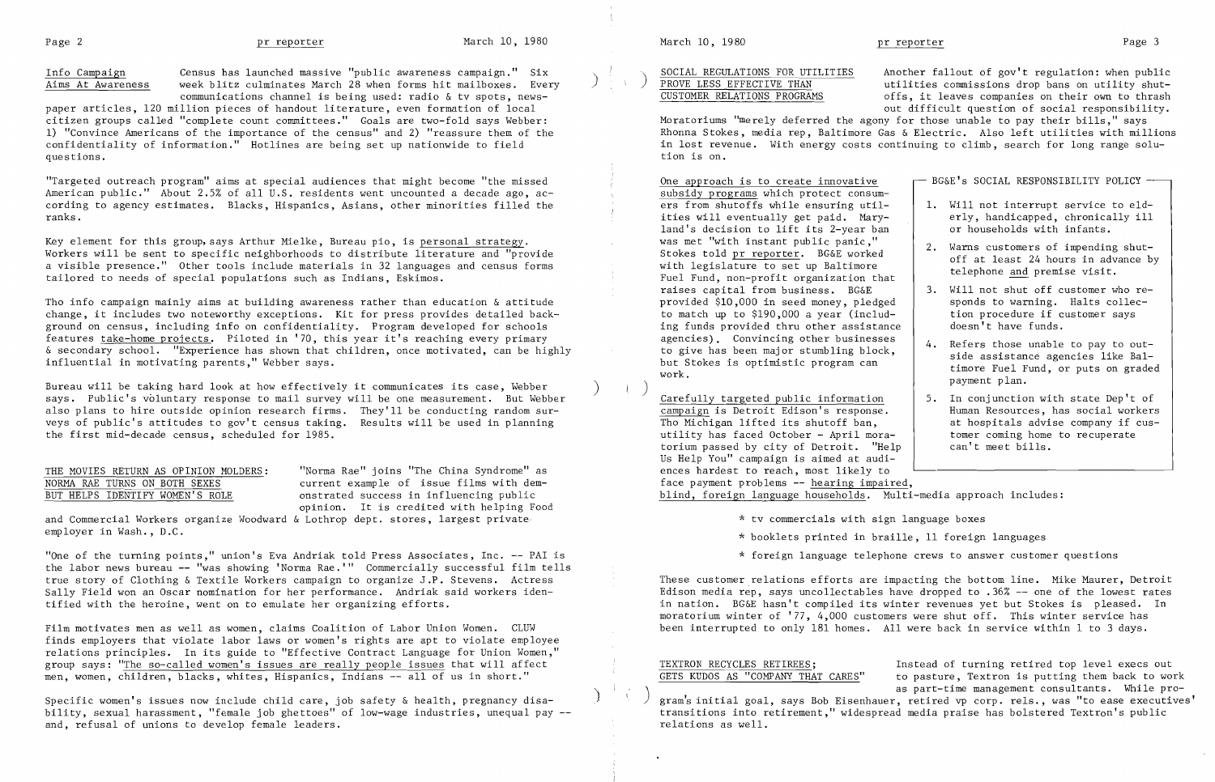**Info Campaign Aims At Awareness**

Census has launched massive "public awareness campaign." Six week blitz culminates March 28 when forms hit mailboxes. Every communications channel is being used: radio & tv spots, newspaper articles, 120 million pieces of handout literature, even formation of local citizen groups called "complete count committees." Goals are two-fold says Webber: 1) "Convince Americans of the importance of the census" and 2) "reassure them of the confidentiality of information." Hotlines are being set up nationwide to field questions.

"Targeted outreach program" aims at special audiences that might become "the missed American public." About 2.5% of all U.S. residents went uncounted a decade ago, according to agency estimates. Blacks, Hispanics, Asians, other minorities filled the ranks.

Key element for this group, says Arthur Mielke, Bureau pio, is personal strategy. Workers will be sent to specific neighborhoods to distribute literature and "provide a visible presence." Other tools include materials in 32 languages and census forms tailored to needs of special populations such as Indians, Eskimos.

Tho info campaign mainly aims at building awareness rather than education & attitude change, it includes two noteworthy exceptions. Kit for press provides detailed background on census, including info on confidentiality. Program developed for schools features take-home projects. Piloted in '70, this year it's reaching every primary & secondary school. "Experience has shown that children, once motivated, can be highly influential in motivating parents," Webber says.

Bureau will be taking hard look at how effectively it communicates its case, Webber says. Public's voluntary response to mail survey will be one measurement. But Webber also plans to hire outside opinion research firms. They'll be conducting random surveys of public's attitudes to gov't census taking. Results will be used in planning the first mid-decade census, scheduled for 1985.

**THE MOVIES RETURN AS OPINION MOLDERS: NORMA RAE TURNS ON BOTH SEXES BUT HELPS IDENTIFY WOMEN'S ROLE**

"Norma Rae" joins "The China Syndrome" as current example of issue films with demonstrated success in influencing public opinion. It is credited with helping Food and Commercial Workers organize Woodward & Lothrop dept. stores, largest private employer in Wash., D.C.

"One of the turning points," union's Eva Andriak told Press Associates, Inc. -- PAI is the labor news bureau -- "was showing 'Norma Rae.'" Commercially successful film tells true story of Clothing & Textile Workers campaign to organize J.P. Stevens. Actress Sally Field won an Oscar nomination for her performance. Andriak said workers identified with the heroine, went on to emulate her organizing efforts.

Film motivates men as well as women, claims Coalition of Labor Union Women. CLUW finds employers that violate labor laws or women's rights are apt to violate employee relations principles. In its guide to "Effective Contract Language for Union Women," group says: "The so-called women's issues are really people issues that will affect men, women, children, blacks, whites, Hispanics, Indians -- all of us in short."

Specific women's issues now include child care, job safety & health, pregnancy disability, sexual harassment, "female job ghettoes" of low-wage industries, unequal pay -- and, refusal of unions to develop female leaders.

**SOCIAL REGULATIONS FOR UTILITIES PROVE LESS EFFECTIVE THAN CUSTOMER RELATIONS PROGRAMS**

Another fallout of gov't regulation: when public utilities commissions drop bans on utility shutoffs, it leaves companies on their own to thrash out difficult question of social responsibility. Moratoriums "merely deferred the agony for those unable to pay their bills," says Rhonna Stokes, media rep, Baltimore Gas & Electric. Also left utilities with millions in lost revenue. With energy costs continuing to climb, search for long range solution is on.

One approach is to create innovative subsidy programs which protect consumers from shutoffs while ensuring utilities will eventually get paid. Maryland's decision to lift its 2-year ban was met "with instant public panic," Stokes told pr reporter. BG&E worked with legislature to set up Baltimore Fuel Fund, non-profit organization that raises capital from business. BG&E provided $10,000 in seed money, pledged to match up to $190,000 a year (including funds provided thru other assistance agencies). Convincing other businesses to give has been major stumbling block, but Stokes is optimistic program can work.

**BG&E's SOCIAL RESPONSIBILITY POLICY**

1. Will not interrupt service to elderly, handicapped, chronically ill or households with infants.
2. Warns customers of impending shutoff at least 24 hours in advance by telephone and premise visit.
3. Will not shut off customer who responds to warning. Halts collection procedure if customer says doesn't have funds.
4. Refers those unable to pay to outside assistance agencies like Baltimore Fuel Fund, or puts on graded payment plan.
5. In conjunction with state Dep't of Human Resources, has social workers at hospitals advise company if customer coming home to recuperate can't meet bills.

Carefully targeted public information campaign is Detroit Edison's response. Tho Michigan lifted its shutoff ban, utility has faced October - April moratorium passed by city of Detroit. "Help Us Help You" campaign is aimed at audiences hardest to reach, most likely to face payment problems -- hearing impaired, blind, foreign language households. Multi-media approach includes:

* tv commercials with sign language boxes
* booklets printed in braille, 11 foreign languages
* foreign language telephone crews to answer customer questions

These customer relations efforts are impacting the bottom line. Mike Maurer, Detroit Edison media rep, says uncollectables have dropped to .36% -- one of the lowest rates in nation. BG&E hasn't compiled its winter revenues yet but Stokes is pleased. In moratorium winter of '77, 4,000 customers were shut off. This winter service has been interrupted to only 181 homes. All were back in service within 1 to 3 days.

**TEXTRON RECYCLES RETIREES; GETS KUDOS AS "COMPANY THAT CARES"**

Instead of turning retired top level execs out to pasture, Textron is putting them back to work as part-time management consultants. While program's initial goal, says Bob Eisenhauer, retired vp corp. rels., was "to ease executives' transitions into retirement," widespread media praise has bolstered Textron's public relations as well.